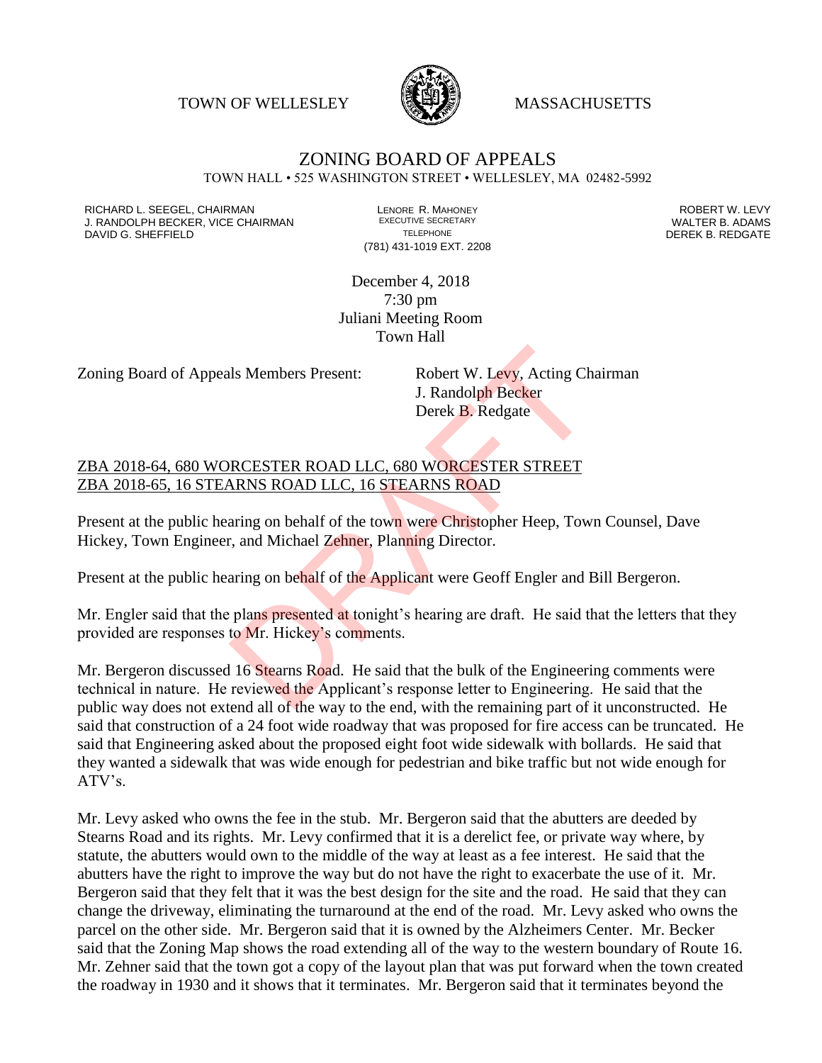TOWN OF WELLESLEY MASSACHUSETTS

# ZONING BOARD OF APPEALS

TOWN HALL • 525 WASHINGTON STREET • WELLESLEY, MA 02482-5992

RICHARD L. SEEGEL, CHAIRMAN
J. RANDOLPH BECKER, VICE CHAIRMAN
DAVID G. SHEFFIELD

LENORE R. MAHONEY
EXECUTIVE SECRETARY
TELEPHONE
(781) 431-1019 EXT. 2208

ROBERT W. LEVY
WALTER B. ADAMS
DEREK B. REDGATE

December 4, 2018
7:30 pm
Juliani Meeting Room
Town Hall

Zoning Board of Appeals Members Present: Robert W. Levy, Acting Chairman
J. Randolph Becker
Derek B. Redgate

ZBA 2018-64, 680 WORCESTER ROAD LLC, 680 WORCESTER STREET
ZBA 2018-65, 16 STEARNS ROAD LLC, 16 STEARNS ROAD

Present at the public hearing on behalf of the town were Christopher Heep, Town Counsel, Dave Hickey, Town Engineer, and Michael Zehner, Planning Director.

Present at the public hearing on behalf of the Applicant were Geoff Engler and Bill Bergeron.

Mr. Engler said that the plans presented at tonight's hearing are draft. He said that the letters that they provided are responses to Mr. Hickey's comments.

Mr. Bergeron discussed 16 Stearns Road. He said that the bulk of the Engineering comments were technical in nature. He reviewed the Applicant's response letter to Engineering. He said that the public way does not extend all of the way to the end, with the remaining part of it unconstructed. He said that construction of a 24 foot wide roadway that was proposed for fire access can be truncated. He said that Engineering asked about the proposed eight foot wide sidewalk with bollards. He said that they wanted a sidewalk that was wide enough for pedestrian and bike traffic but not wide enough for ATV's.

Mr. Levy asked who owns the fee in the stub. Mr. Bergeron said that the abutters are deeded by Stearns Road and its rights. Mr. Levy confirmed that it is a derelict fee, or private way where, by statute, the abutters would own to the middle of the way at least as a fee interest. He said that the abutters have the right to improve the way but do not have the right to exacerbate the use of it. Mr. Bergeron said that they felt that it was the best design for the site and the road. He said that they can change the driveway, eliminating the turnaround at the end of the road. Mr. Levy asked who owns the parcel on the other side. Mr. Bergeron said that it is owned by the Alzheimers Center. Mr. Becker said that the Zoning Map shows the road extending all of the way to the western boundary of Route 16. Mr. Zehner said that the town got a copy of the layout plan that was put forward when the town created the roadway in 1930 and it shows that it terminates. Mr. Bergeron said that it terminates beyond the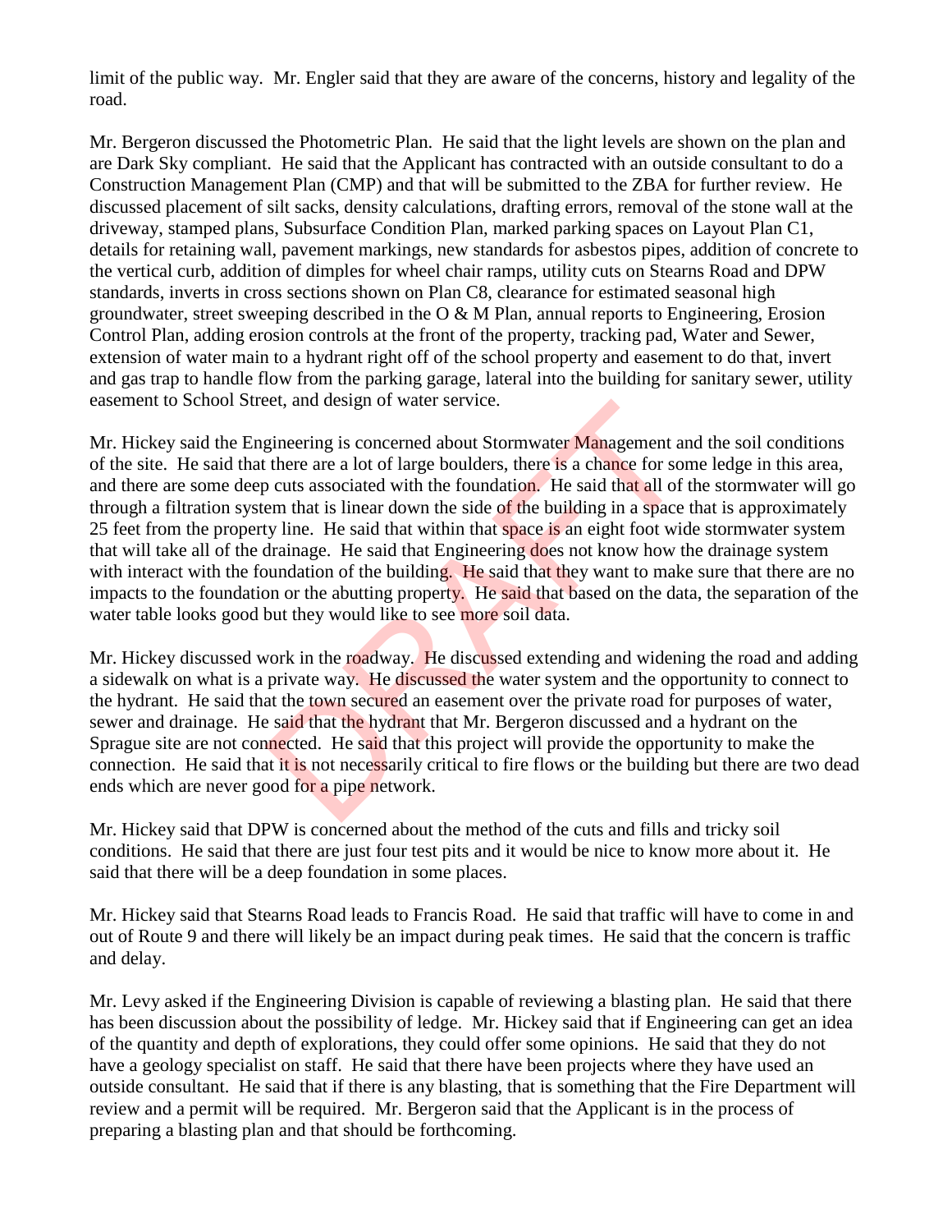limit of the public way. Mr. Engler said that they are aware of the concerns, history and legality of the road.

Mr. Bergeron discussed the Photometric Plan. He said that the light levels are shown on the plan and are Dark Sky compliant. He said that the Applicant has contracted with an outside consultant to do a Construction Management Plan (CMP) and that will be submitted to the ZBA for further review. He discussed placement of silt sacks, density calculations, drafting errors, removal of the stone wall at the driveway, stamped plans, Subsurface Condition Plan, marked parking spaces on Layout Plan C1, details for retaining wall, pavement markings, new standards for asbestos pipes, addition of concrete to the vertical curb, addition of dimples for wheel chair ramps, utility cuts on Stearns Road and DPW standards, inverts in cross sections shown on Plan C8, clearance for estimated seasonal high groundwater, street sweeping described in the O & M Plan, annual reports to Engineering, Erosion Control Plan, adding erosion controls at the front of the property, tracking pad, Water and Sewer, extension of water main to a hydrant right off of the school property and easement to do that, invert and gas trap to handle flow from the parking garage, lateral into the building for sanitary sewer, utility easement to School Street, and design of water service.

Mr. Hickey said the Engineering is concerned about Stormwater Management and the soil conditions of the site. He said that there are a lot of large boulders, there is a chance for some ledge in this area, and there are some deep cuts associated with the foundation. He said that all of the stormwater will go through a filtration system that is linear down the side of the building in a space that is approximately 25 feet from the property line. He said that within that space is an eight foot wide stormwater system that will take all of the drainage. He said that Engineering does not know how the drainage system with interact with the foundation of the building. He said that they want to make sure that there are no impacts to the foundation or the abutting property. He said that based on the data, the separation of the water table looks good but they would like to see more soil data.

Mr. Hickey discussed work in the roadway. He discussed extending and widening the road and adding a sidewalk on what is a private way. He discussed the water system and the opportunity to connect to the hydrant. He said that the town secured an easement over the private road for purposes of water, sewer and drainage. He said that the hydrant that Mr. Bergeron discussed and a hydrant on the Sprague site are not connected. He said that this project will provide the opportunity to make the connection. He said that it is not necessarily critical to fire flows or the building but there are two dead ends which are never good for a pipe network.

Mr. Hickey said that DPW is concerned about the method of the cuts and fills and tricky soil conditions. He said that there are just four test pits and it would be nice to know more about it. He said that there will be a deep foundation in some places.

Mr. Hickey said that Stearns Road leads to Francis Road. He said that traffic will have to come in and out of Route 9 and there will likely be an impact during peak times. He said that the concern is traffic and delay.

Mr. Levy asked if the Engineering Division is capable of reviewing a blasting plan. He said that there has been discussion about the possibility of ledge. Mr. Hickey said that if Engineering can get an idea of the quantity and depth of explorations, they could offer some opinions. He said that they do not have a geology specialist on staff. He said that there have been projects where they have used an outside consultant. He said that if there is any blasting, that is something that the Fire Department will review and a permit will be required. Mr. Bergeron said that the Applicant is in the process of preparing a blasting plan and that should be forthcoming.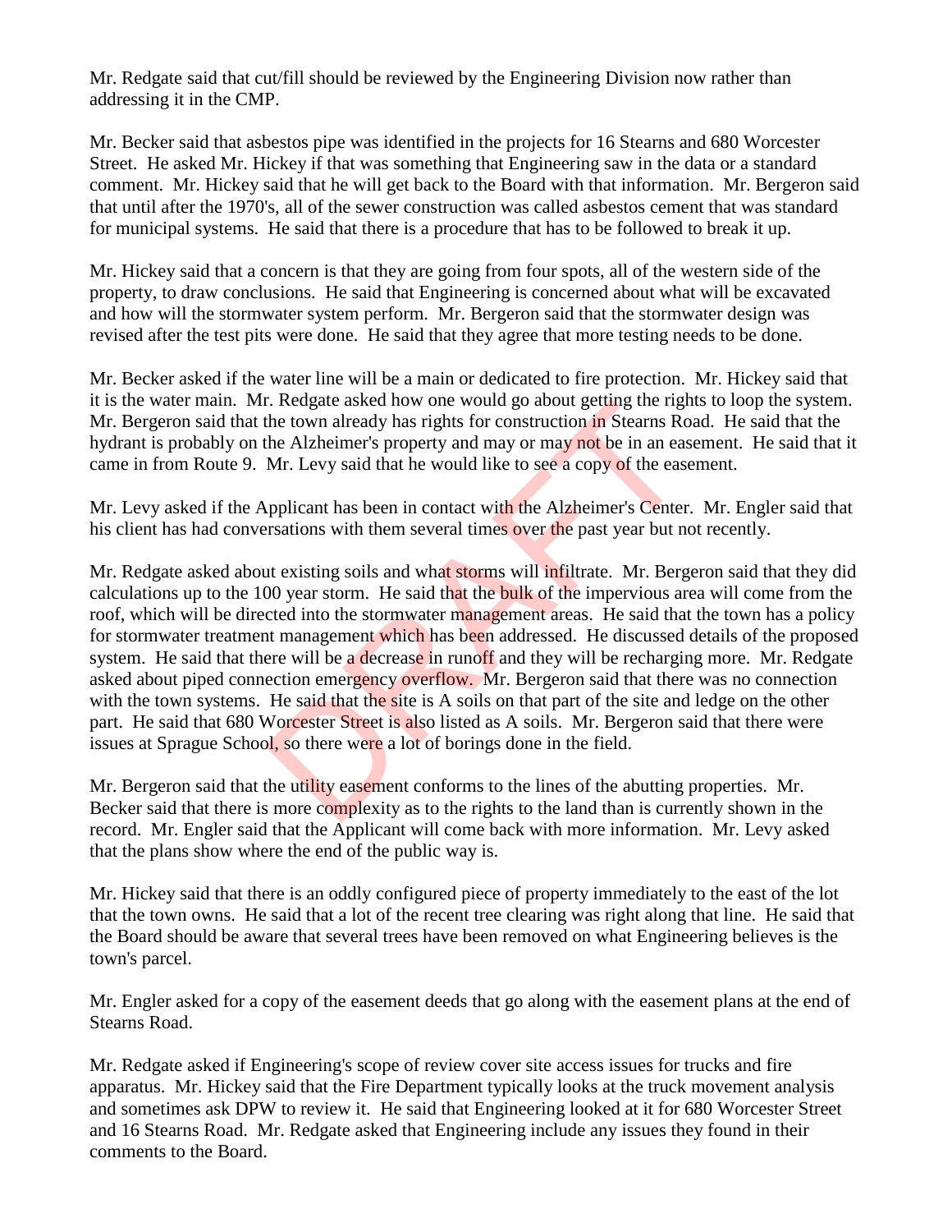Mr. Redgate said that cut/fill should be reviewed by the Engineering Division now rather than addressing it in the CMP.

Mr. Becker said that asbestos pipe was identified in the projects for 16 Stearns and 680 Worcester Street. He asked Mr. Hickey if that was something that Engineering saw in the data or a standard comment. Mr. Hickey said that he will get back to the Board with that information. Mr. Bergeron said that until after the 1970's, all of the sewer construction was called asbestos cement that was standard for municipal systems. He said that there is a procedure that has to be followed to break it up.

Mr. Hickey said that a concern is that they are going from four spots, all of the western side of the property, to draw conclusions. He said that Engineering is concerned about what will be excavated and how will the stormwater system perform. Mr. Bergeron said that the stormwater design was revised after the test pits were done. He said that they agree that more testing needs to be done.

Mr. Becker asked if the water line will be a main or dedicated to fire protection. Mr. Hickey said that it is the water main. Mr. Redgate asked how one would go about getting the rights to loop the system. Mr. Bergeron said that the town already has rights for construction in Stearns Road. He said that the hydrant is probably on the Alzheimer's property and may or may not be in an easement. He said that it came in from Route 9. Mr. Levy said that he would like to see a copy of the easement.

Mr. Levy asked if the Applicant has been in contact with the Alzheimer's Center. Mr. Engler said that his client has had conversations with them several times over the past year but not recently.

Mr. Redgate asked about existing soils and what storms will infiltrate. Mr. Bergeron said that they did calculations up to the 100 year storm. He said that the bulk of the impervious area will come from the roof, which will be directed into the stormwater management areas. He said that the town has a policy for stormwater treatment management which has been addressed. He discussed details of the proposed system. He said that there will be a decrease in runoff and they will be recharging more. Mr. Redgate asked about piped connection emergency overflow. Mr. Bergeron said that there was no connection with the town systems. He said that the site is A soils on that part of the site and ledge on the other part. He said that 680 Worcester Street is also listed as A soils. Mr. Bergeron said that there were issues at Sprague School, so there were a lot of borings done in the field.

Mr. Bergeron said that the utility easement conforms to the lines of the abutting properties. Mr. Becker said that there is more complexity as to the rights to the land than is currently shown in the record. Mr. Engler said that the Applicant will come back with more information. Mr. Levy asked that the plans show where the end of the public way is.

Mr. Hickey said that there is an oddly configured piece of property immediately to the east of the lot that the town owns. He said that a lot of the recent tree clearing was right along that line. He said that the Board should be aware that several trees have been removed on what Engineering believes is the town's parcel.

Mr. Engler asked for a copy of the easement deeds that go along with the easement plans at the end of Stearns Road.

Mr. Redgate asked if Engineering's scope of review cover site access issues for trucks and fire apparatus. Mr. Hickey said that the Fire Department typically looks at the truck movement analysis and sometimes ask DPW to review it. He said that Engineering looked at it for 680 Worcester Street and 16 Stearns Road. Mr. Redgate asked that Engineering include any issues they found in their comments to the Board.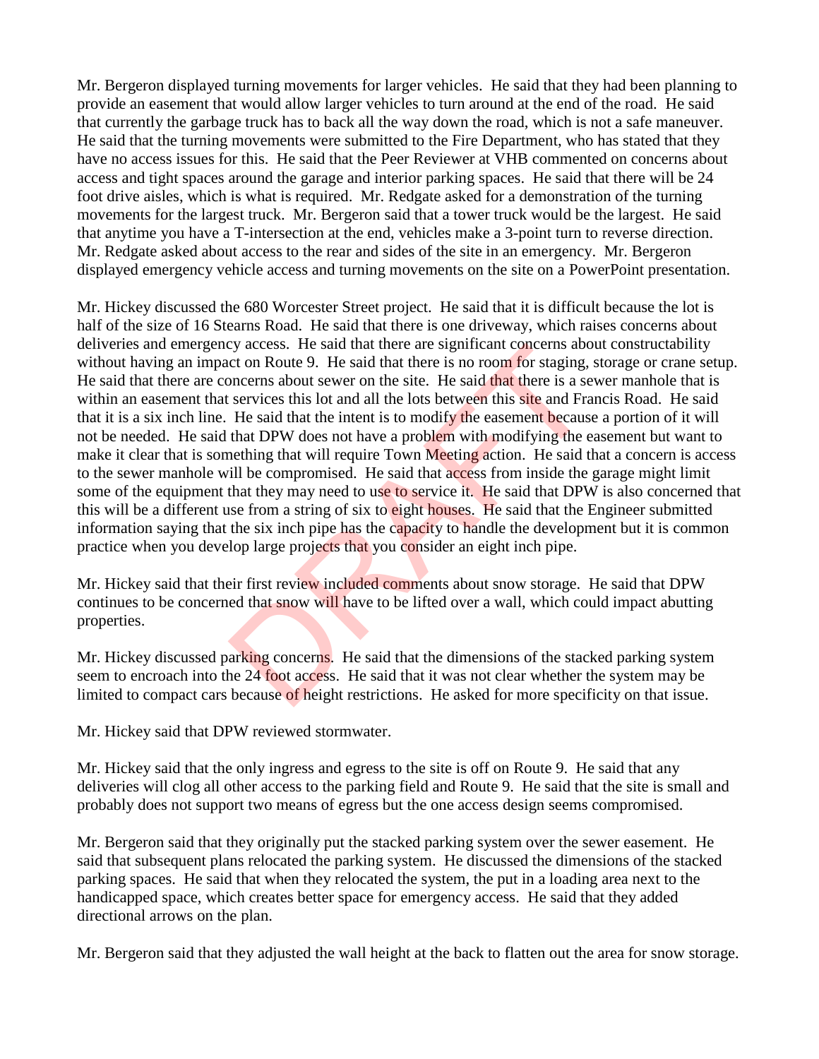Mr. Bergeron displayed turning movements for larger vehicles. He said that they had been planning to provide an easement that would allow larger vehicles to turn around at the end of the road. He said that currently the garbage truck has to back all the way down the road, which is not a safe maneuver. He said that the turning movements were submitted to the Fire Department, who has stated that they have no access issues for this. He said that the Peer Reviewer at VHB commented on concerns about access and tight spaces around the garage and interior parking spaces. He said that there will be 24 foot drive aisles, which is what is required. Mr. Redgate asked for a demonstration of the turning movements for the largest truck. Mr. Bergeron said that a tower truck would be the largest. He said that anytime you have a T-intersection at the end, vehicles make a 3-point turn to reverse direction. Mr. Redgate asked about access to the rear and sides of the site in an emergency. Mr. Bergeron displayed emergency vehicle access and turning movements on the site on a PowerPoint presentation.

Mr. Hickey discussed the 680 Worcester Street project. He said that it is difficult because the lot is half of the size of 16 Stearns Road. He said that there is one driveway, which raises concerns about deliveries and emergency access. He said that there are significant concerns about constructability without having an impact on Route 9. He said that there is no room for staging, storage or crane setup. He said that there are concerns about sewer on the site. He said that there is a sewer manhole that is within an easement that services this lot and all the lots between this site and Francis Road. He said that it is a six inch line. He said that the intent is to modify the easement because a portion of it will not be needed. He said that DPW does not have a problem with modifying the easement but want to make it clear that is something that will require Town Meeting action. He said that a concern is access to the sewer manhole will be compromised. He said that access from inside the garage might limit some of the equipment that they may need to use to service it. He said that DPW is also concerned that this will be a different use from a string of six to eight houses. He said that the Engineer submitted information saying that the six inch pipe has the capacity to handle the development but it is common practice when you develop large projects that you consider an eight inch pipe.

Mr. Hickey said that their first review included comments about snow storage. He said that DPW continues to be concerned that snow will have to be lifted over a wall, which could impact abutting properties.

Mr. Hickey discussed parking concerns. He said that the dimensions of the stacked parking system seem to encroach into the 24 foot access. He said that it was not clear whether the system may be limited to compact cars because of height restrictions. He asked for more specificity on that issue.

Mr. Hickey said that DPW reviewed stormwater.

Mr. Hickey said that the only ingress and egress to the site is off on Route 9. He said that any deliveries will clog all other access to the parking field and Route 9. He said that the site is small and probably does not support two means of egress but the one access design seems compromised.

Mr. Bergeron said that they originally put the stacked parking system over the sewer easement. He said that subsequent plans relocated the parking system. He discussed the dimensions of the stacked parking spaces. He said that when they relocated the system, the put in a loading area next to the handicapped space, which creates better space for emergency access. He said that they added directional arrows on the plan.

Mr. Bergeron said that they adjusted the wall height at the back to flatten out the area for snow storage.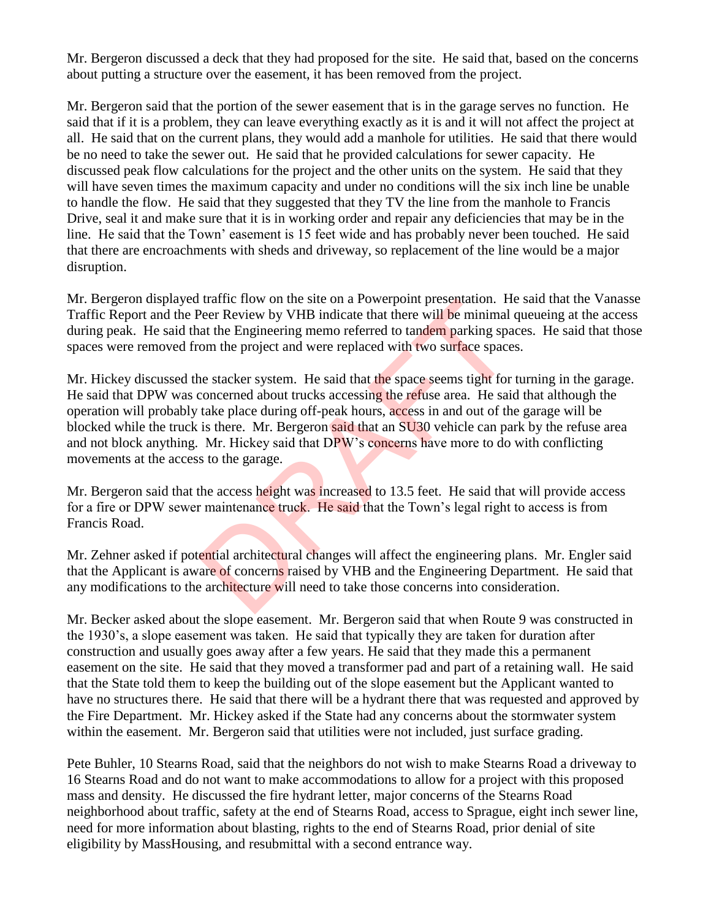Mr. Bergeron discussed a deck that they had proposed for the site. He said that, based on the concerns about putting a structure over the easement, it has been removed from the project.

Mr. Bergeron said that the portion of the sewer easement that is in the garage serves no function. He said that if it is a problem, they can leave everything exactly as it is and it will not affect the project at all. He said that on the current plans, they would add a manhole for utilities. He said that there would be no need to take the sewer out. He said that he provided calculations for sewer capacity. He discussed peak flow calculations for the project and the other units on the system. He said that they will have seven times the maximum capacity and under no conditions will the six inch line be unable to handle the flow. He said that they suggested that they TV the line from the manhole to Francis Drive, seal it and make sure that it is in working order and repair any deficiencies that may be in the line. He said that the Town' easement is 15 feet wide and has probably never been touched. He said that there are encroachments with sheds and driveway, so replacement of the line would be a major disruption.

Mr. Bergeron displayed traffic flow on the site on a Powerpoint presentation. He said that the Vanasse Traffic Report and the Peer Review by VHB indicate that there will be minimal queueing at the access during peak. He said that the Engineering memo referred to tandem parking spaces. He said that those spaces were removed from the project and were replaced with two surface spaces.

Mr. Hickey discussed the stacker system. He said that the space seems tight for turning in the garage. He said that DPW was concerned about trucks accessing the refuse area. He said that although the operation will probably take place during off-peak hours, access in and out of the garage will be blocked while the truck is there. Mr. Bergeron said that an SU30 vehicle can park by the refuse area and not block anything. Mr. Hickey said that DPW's concerns have more to do with conflicting movements at the access to the garage.

Mr. Bergeron said that the access height was increased to 13.5 feet. He said that will provide access for a fire or DPW sewer maintenance truck. He said that the Town's legal right to access is from Francis Road.

Mr. Zehner asked if potential architectural changes will affect the engineering plans. Mr. Engler said that the Applicant is aware of concerns raised by VHB and the Engineering Department. He said that any modifications to the architecture will need to take those concerns into consideration.

Mr. Becker asked about the slope easement. Mr. Bergeron said that when Route 9 was constructed in the 1930's, a slope easement was taken. He said that typically they are taken for duration after construction and usually goes away after a few years. He said that they made this a permanent easement on the site. He said that they moved a transformer pad and part of a retaining wall. He said that the State told them to keep the building out of the slope easement but the Applicant wanted to have no structures there. He said that there will be a hydrant there that was requested and approved by the Fire Department. Mr. Hickey asked if the State had any concerns about the stormwater system within the easement. Mr. Bergeron said that utilities were not included, just surface grading.

Pete Buhler, 10 Stearns Road, said that the neighbors do not wish to make Stearns Road a driveway to 16 Stearns Road and do not want to make accommodations to allow for a project with this proposed mass and density. He discussed the fire hydrant letter, major concerns of the Stearns Road neighborhood about traffic, safety at the end of Stearns Road, access to Sprague, eight inch sewer line, need for more information about blasting, rights to the end of Stearns Road, prior denial of site eligibility by MassHousing, and resubmittal with a second entrance way.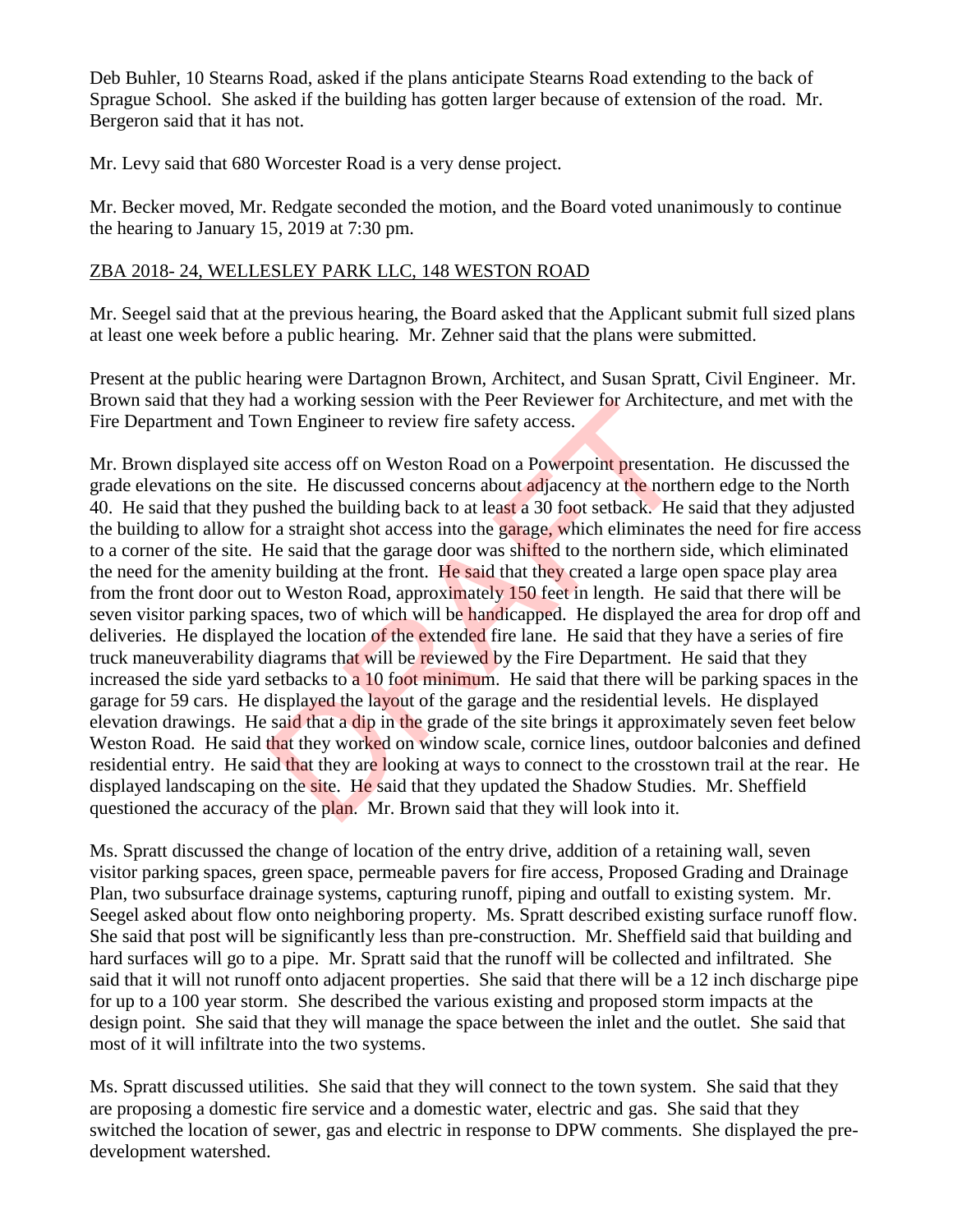Deb Buhler, 10 Stearns Road, asked if the plans anticipate Stearns Road extending to the back of Sprague School. She asked if the building has gotten larger because of extension of the road. Mr. Bergeron said that it has not.

Mr. Levy said that 680 Worcester Road is a very dense project.

Mr. Becker moved, Mr. Redgate seconded the motion, and the Board voted unanimously to continue the hearing to January 15, 2019 at 7:30 pm.

ZBA 2018- 24, WELLESLEY PARK LLC, 148 WESTON ROAD

Mr. Seegel said that at the previous hearing, the Board asked that the Applicant submit full sized plans at least one week before a public hearing. Mr. Zehner said that the plans were submitted.

Present at the public hearing were Dartagnon Brown, Architect, and Susan Spratt, Civil Engineer. Mr. Brown said that they had a working session with the Peer Reviewer for Architecture, and met with the Fire Department and Town Engineer to review fire safety access.

Mr. Brown displayed site access off on Weston Road on a Powerpoint presentation. He discussed the grade elevations on the site. He discussed concerns about adjacency at the northern edge to the North 40. He said that they pushed the building back to at least a 30 foot setback. He said that they adjusted the building to allow for a straight shot access into the garage, which eliminates the need for fire access to a corner of the site. He said that the garage door was shifted to the northern side, which eliminated the need for the amenity building at the front. He said that they created a large open space play area from the front door out to Weston Road, approximately 150 feet in length. He said that there will be seven visitor parking spaces, two of which will be handicapped. He displayed the area for drop off and deliveries. He displayed the location of the extended fire lane. He said that they have a series of fire truck maneuverability diagrams that will be reviewed by the Fire Department. He said that they increased the side yard setbacks to a 10 foot minimum. He said that there will be parking spaces in the garage for 59 cars. He displayed the layout of the garage and the residential levels. He displayed elevation drawings. He said that a dip in the grade of the site brings it approximately seven feet below Weston Road. He said that they worked on window scale, cornice lines, outdoor balconies and defined residential entry. He said that they are looking at ways to connect to the crosstown trail at the rear. He displayed landscaping on the site. He said that they updated the Shadow Studies. Mr. Sheffield questioned the accuracy of the plan. Mr. Brown said that they will look into it.

Ms. Spratt discussed the change of location of the entry drive, addition of a retaining wall, seven visitor parking spaces, green space, permeable pavers for fire access, Proposed Grading and Drainage Plan, two subsurface drainage systems, capturing runoff, piping and outfall to existing system. Mr. Seegel asked about flow onto neighboring property. Ms. Spratt described existing surface runoff flow. She said that post will be significantly less than pre-construction. Mr. Sheffield said that building and hard surfaces will go to a pipe. Mr. Spratt said that the runoff will be collected and infiltrated. She said that it will not runoff onto adjacent properties. She said that there will be a 12 inch discharge pipe for up to a 100 year storm. She described the various existing and proposed storm impacts at the design point. She said that they will manage the space between the inlet and the outlet. She said that most of it will infiltrate into the two systems.

Ms. Spratt discussed utilities. She said that they will connect to the town system. She said that they are proposing a domestic fire service and a domestic water, electric and gas. She said that they switched the location of sewer, gas and electric in response to DPW comments. She displayed the pre-development watershed.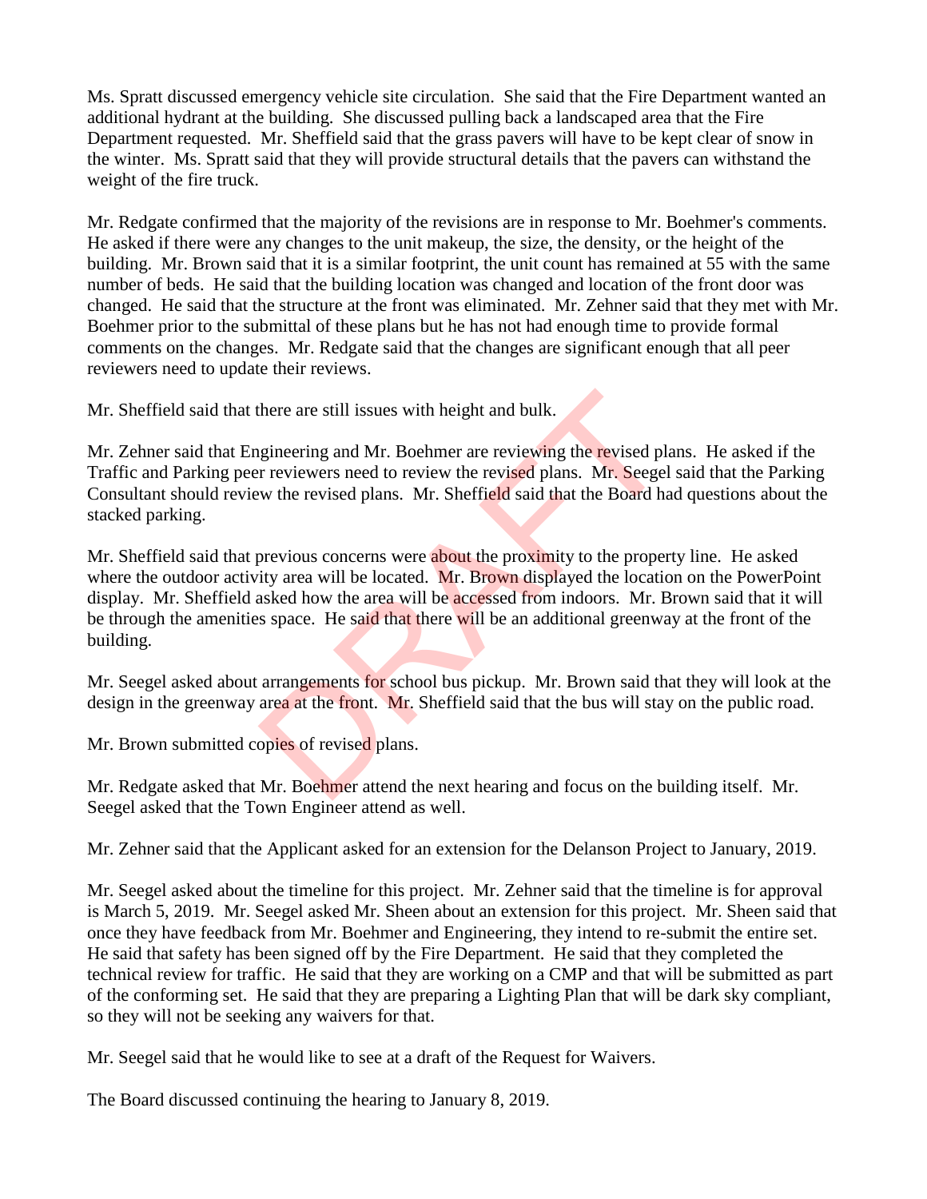Ms. Spratt discussed emergency vehicle site circulation. She said that the Fire Department wanted an additional hydrant at the building. She discussed pulling back a landscaped area that the Fire Department requested. Mr. Sheffield said that the grass pavers will have to be kept clear of snow in the winter. Ms. Spratt said that they will provide structural details that the pavers can withstand the weight of the fire truck.

Mr. Redgate confirmed that the majority of the revisions are in response to Mr. Boehmer's comments. He asked if there were any changes to the unit makeup, the size, the density, or the height of the building. Mr. Brown said that it is a similar footprint, the unit count has remained at 55 with the same number of beds. He said that the building location was changed and location of the front door was changed. He said that the structure at the front was eliminated. Mr. Zehner said that they met with Mr. Boehmer prior to the submittal of these plans but he has not had enough time to provide formal comments on the changes. Mr. Redgate said that the changes are significant enough that all peer reviewers need to update their reviews.

Mr. Sheffield said that there are still issues with height and bulk.

Mr. Zehner said that Engineering and Mr. Boehmer are reviewing the revised plans. He asked if the Traffic and Parking peer reviewers need to review the revised plans. Mr. Seegel said that the Parking Consultant should review the revised plans. Mr. Sheffield said that the Board had questions about the stacked parking.

Mr. Sheffield said that previous concerns were about the proximity to the property line. He asked where the outdoor activity area will be located. Mr. Brown displayed the location on the PowerPoint display. Mr. Sheffield asked how the area will be accessed from indoors. Mr. Brown said that it will be through the amenities space. He said that there will be an additional greenway at the front of the building.

Mr. Seegel asked about arrangements for school bus pickup. Mr. Brown said that they will look at the design in the greenway area at the front. Mr. Sheffield said that the bus will stay on the public road.

Mr. Brown submitted copies of revised plans.

Mr. Redgate asked that Mr. Boehmer attend the next hearing and focus on the building itself. Mr. Seegel asked that the Town Engineer attend as well.

Mr. Zehner said that the Applicant asked for an extension for the Delanson Project to January, 2019.

Mr. Seegel asked about the timeline for this project. Mr. Zehner said that the timeline is for approval is March 5, 2019. Mr. Seegel asked Mr. Sheen about an extension for this project. Mr. Sheen said that once they have feedback from Mr. Boehmer and Engineering, they intend to re-submit the entire set. He said that safety has been signed off by the Fire Department. He said that they completed the technical review for traffic. He said that they are working on a CMP and that will be submitted as part of the conforming set. He said that they are preparing a Lighting Plan that will be dark sky compliant, so they will not be seeking any waivers for that.

Mr. Seegel said that he would like to see at a draft of the Request for Waivers.

The Board discussed continuing the hearing to January 8, 2019.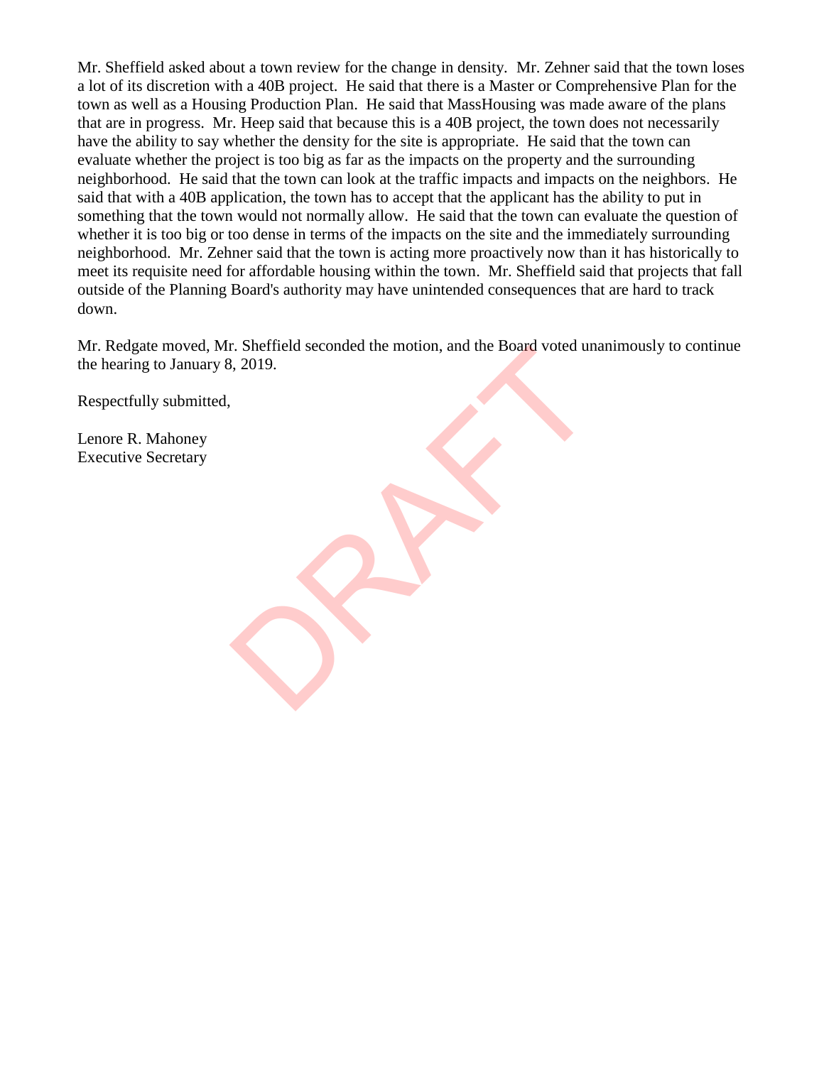Mr. Sheffield asked about a town review for the change in density. Mr. Zehner said that the town loses a lot of its discretion with a 40B project. He said that there is a Master or Comprehensive Plan for the town as well as a Housing Production Plan. He said that MassHousing was made aware of the plans that are in progress. Mr. Heep said that because this is a 40B project, the town does not necessarily have the ability to say whether the density for the site is appropriate. He said that the town can evaluate whether the project is too big as far as the impacts on the property and the surrounding neighborhood. He said that the town can look at the traffic impacts and impacts on the neighbors. He said that with a 40B application, the town has to accept that the applicant has the ability to put in something that the town would not normally allow. He said that the town can evaluate the question of whether it is too big or too dense in terms of the impacts on the site and the immediately surrounding neighborhood. Mr. Zehner said that the town is acting more proactively now than it has historically to meet its requisite need for affordable housing within the town. Mr. Sheffield said that projects that fall outside of the Planning Board's authority may have unintended consequences that are hard to track down.

Mr. Redgate moved, Mr. Sheffield seconded the motion, and the Board voted unanimously to continue the hearing to January 8, 2019.

Respectfully submitted,

Lenore R. Mahoney
Executive Secretary

DRAFT